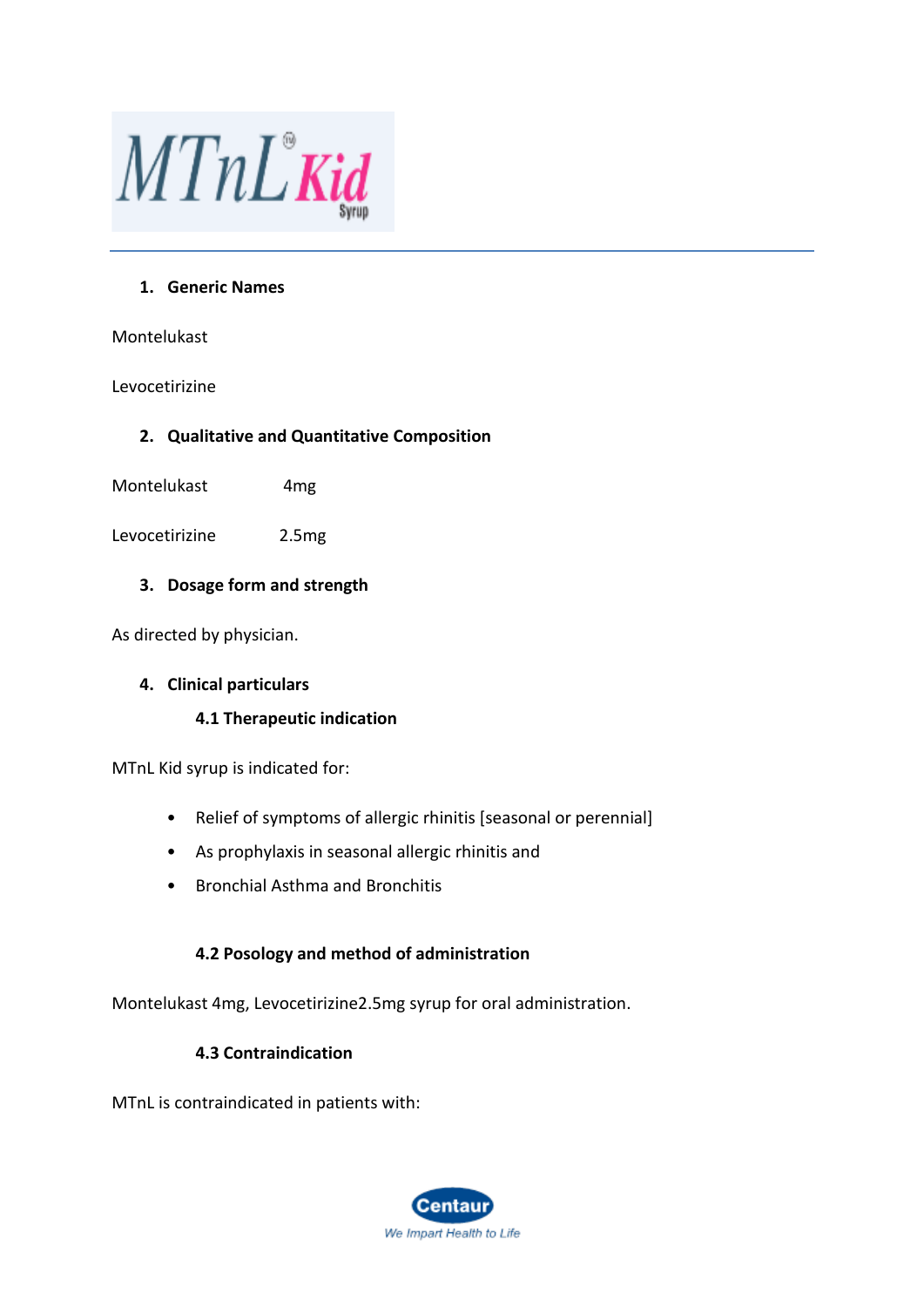MTnL Kid Syrup

1. **Generic Names**

Montelukast

Levocetirizine

2. **Qualitative and Quantitative Composition**

Montelukast 4mg

Levocetirizine 2.5mg

3. **Dosage form and strength**

As directed by physician.

4. **Clinical particulars**

**4.1 Therapeutic indication**

MTnL Kid syrup is indicated for:

- Relief of symptoms of allergic rhinitis [seasonal or perennial]
- As prophylaxis in seasonal allergic rhinitis and
- Bronchial Asthma and Bronchitis

**4.2 Posology and method of administration**

Montelukast 4mg, Levocetirizine2.5mg syrup for oral administration.

**4.3 Contraindication**

MTnL is contraindicated in patients with: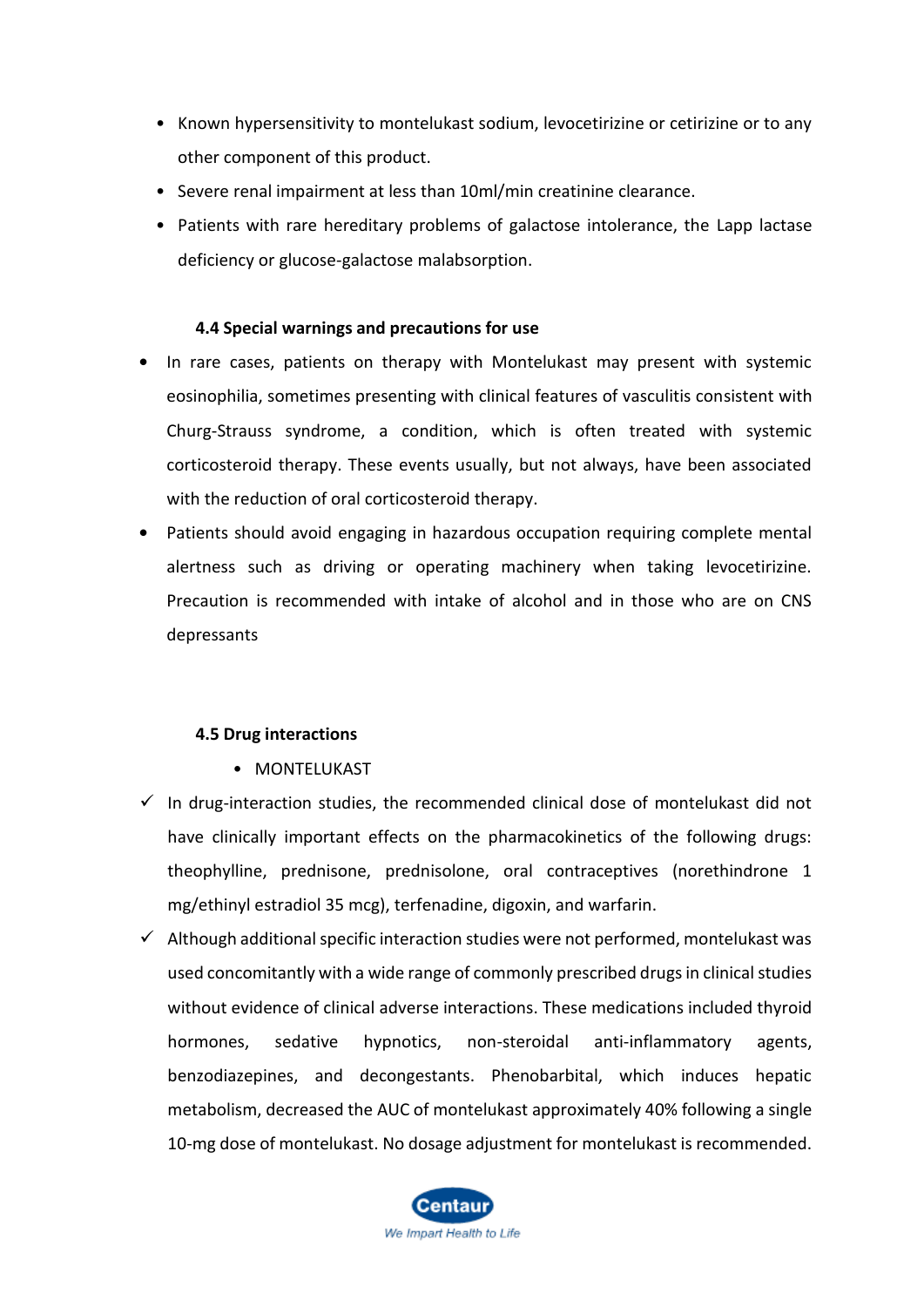- Known hypersensitivity to montelukast sodium, levocetirizine or cetirizine or to any other component of this product.
- Severe renal impairment at less than 10ml/min creatinine clearance.
- Patients with rare hereditary problems of galactose intolerance, the Lapp lactase deficiency or glucose-galactose malabsorption.

### 4.4 Special warnings and precautions for use

- In rare cases, patients on therapy with Montelukast may present with systemic eosinophilia, sometimes presenting with clinical features of vasculitis consistent with Churg-Strauss syndrome, a condition, which is often treated with systemic corticosteroid therapy. These events usually, but not always, have been associated with the reduction of oral corticosteroid therapy.
- Patients should avoid engaging in hazardous occupation requiring complete mental alertness such as driving or operating machinery when taking levocetirizine. Precaution is recommended with intake of alcohol and in those who are on CNS depressants

### 4.5 Drug interactions

- MONTELUKAST

✓ In drug-interaction studies, the recommended clinical dose of montelukast did not have clinically important effects on the pharmacokinetics of the following drugs: theophylline, prednisone, prednisolone, oral contraceptives (norethindrone 1 mg/ethinyl estradiol 35 mcg), terfenadine, digoxin, and warfarin.

✓ Although additional specific interaction studies were not performed, montelukast was used concomitantly with a wide range of commonly prescribed drugs in clinical studies without evidence of clinical adverse interactions. These medications included thyroid hormones, sedative hypnotics, non-steroidal anti-inflammatory agents, benzodiazepines, and decongestants. Phenobarbital, which induces hepatic metabolism, decreased the AUC of montelukast approximately 40% following a single 10-mg dose of montelukast. No dosage adjustment for montelukast is recommended.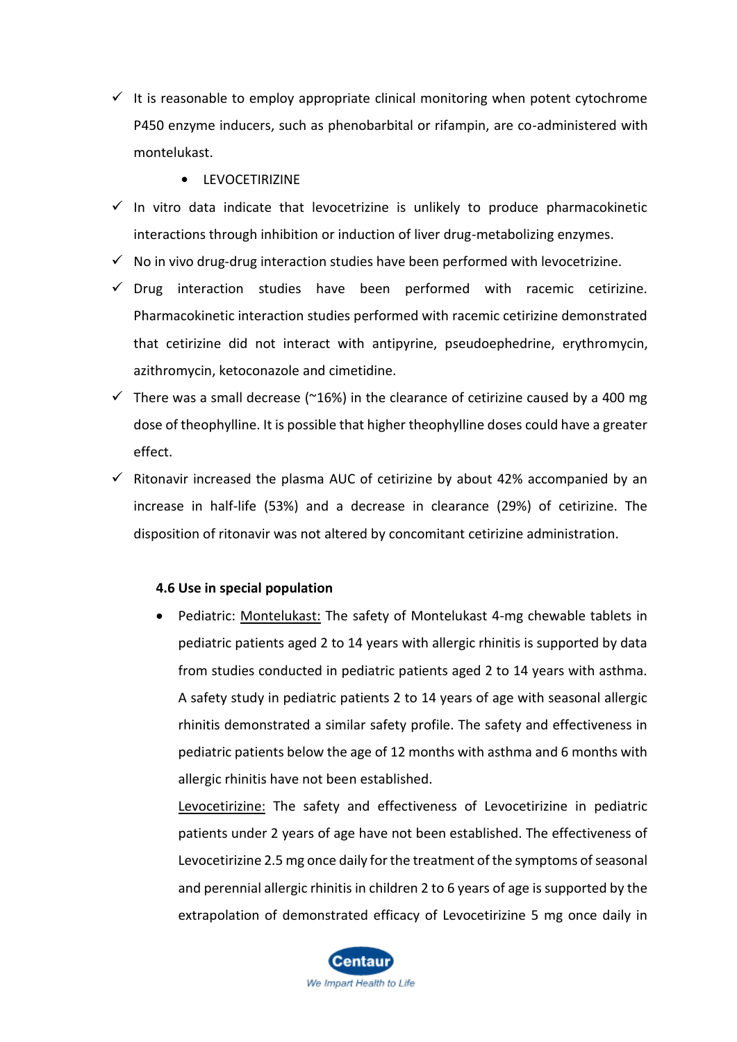- ✓ It is reasonable to employ appropriate clinical monitoring when potent cytochrome P450 enzyme inducers, such as phenobarbital or rifampin, are co-administered with montelukast.

  - LEVOCETIRIZINE

- ✓ In vitro data indicate that levocetrizine is unlikely to produce pharmacokinetic interactions through inhibition or induction of liver drug-metabolizing enzymes.
- ✓ No in vivo drug-drug interaction studies have been performed with levocetrizine.
- ✓ Drug interaction studies have been performed with racemic cetirizine. Pharmacokinetic interaction studies performed with racemic cetirizine demonstrated that cetirizine did not interact with antipyrine, pseudoephedrine, erythromycin, azithromycin, ketoconazole and cimetidine.
- ✓ There was a small decrease (~16%) in the clearance of cetirizine caused by a 400 mg dose of theophylline. It is possible that higher theophylline doses could have a greater effect.
- ✓ Ritonavir increased the plasma AUC of cetirizine by about 42% accompanied by an increase in half-life (53%) and a decrease in clearance (29%) of cetirizine. The disposition of ritonavir was not altered by concomitant cetirizine administration.

**4.6 Use in special population**

- Pediatric: Montelukast: The safety of Montelukast 4-mg chewable tablets in pediatric patients aged 2 to 14 years with allergic rhinitis is supported by data from studies conducted in pediatric patients aged 2 to 14 years with asthma. A safety study in pediatric patients 2 to 14 years of age with seasonal allergic rhinitis demonstrated a similar safety profile. The safety and effectiveness in pediatric patients below the age of 12 months with asthma and 6 months with allergic rhinitis have not been established.

  Levocetirizine: The safety and effectiveness of Levocetirizine in pediatric patients under 2 years of age have not been established. The effectiveness of Levocetirizine 2.5 mg once daily for the treatment of the symptoms of seasonal and perennial allergic rhinitis in children 2 to 6 years of age is supported by the extrapolation of demonstrated efficacy of Levocetirizine 5 mg once daily in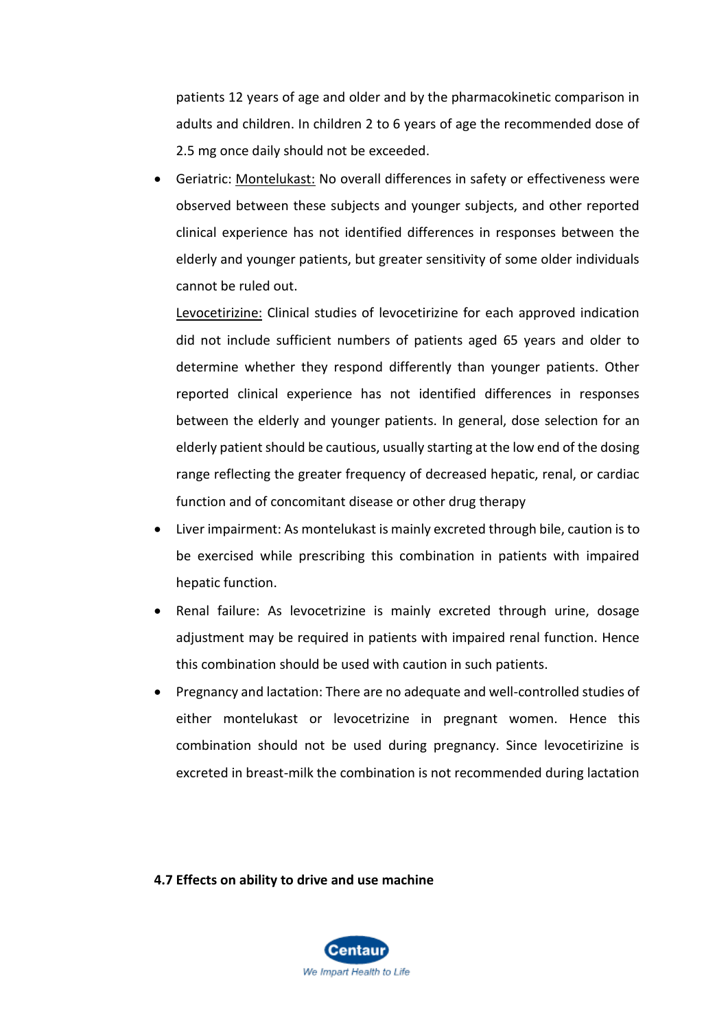patients 12 years of age and older and by the pharmacokinetic comparison in adults and children. In children 2 to 6 years of age the recommended dose of 2.5 mg once daily should not be exceeded.

- Geriatric: <u>Montelukast:</u> No overall differences in safety or effectiveness were observed between these subjects and younger subjects, and other reported clinical experience has not identified differences in responses between the elderly and younger patients, but greater sensitivity of some older individuals cannot be ruled out.

  <u>Levocetirizine:</u> Clinical studies of levocetirizine for each approved indication did not include sufficient numbers of patients aged 65 years and older to determine whether they respond differently than younger patients. Other reported clinical experience has not identified differences in responses between the elderly and younger patients. In general, dose selection for an elderly patient should be cautious, usually starting at the low end of the dosing range reflecting the greater frequency of decreased hepatic, renal, or cardiac function and of concomitant disease or other drug therapy
- Liver impairment: As montelukast is mainly excreted through bile, caution is to be exercised while prescribing this combination in patients with impaired hepatic function.
- Renal failure: As levocetrizine is mainly excreted through urine, dosage adjustment may be required in patients with impaired renal function. Hence this combination should be used with caution in such patients.
- Pregnancy and lactation: There are no adequate and well-controlled studies of either montelukast or levocetrizine in pregnant women. Hence this combination should not be used during pregnancy. Since levocetirizine is excreted in breast-milk the combination is not recommended during lactation

**4.7 Effects on ability to drive and use machine**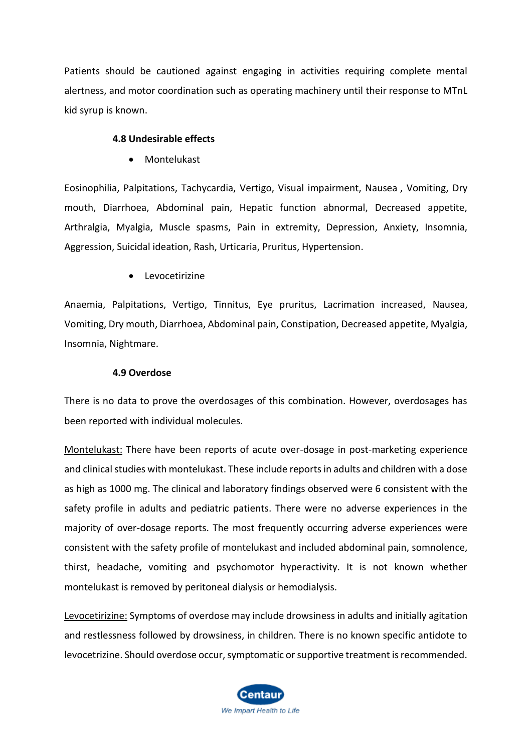Patients should be cautioned against engaging in activities requiring complete mental alertness, and motor coordination such as operating machinery until their response to MTnL kid syrup is known.

**4.8 Undesirable effects**

- Montelukast

Eosinophilia, Palpitations, Tachycardia, Vertigo, Visual impairment, Nausea , Vomiting, Dry mouth, Diarrhoea, Abdominal pain, Hepatic function abnormal, Decreased appetite, Arthralgia, Myalgia, Muscle spasms, Pain in extremity, Depression, Anxiety, Insomnia, Aggression, Suicidal ideation, Rash, Urticaria, Pruritus, Hypertension.

- Levocetirizine

Anaemia, Palpitations, Vertigo, Tinnitus, Eye pruritus, Lacrimation increased, Nausea, Vomiting, Dry mouth, Diarrhoea, Abdominal pain, Constipation, Decreased appetite, Myalgia, Insomnia, Nightmare.

**4.9 Overdose**

There is no data to prove the overdosages of this combination. However, overdosages has been reported with individual molecules.

<u>Montelukast:</u> There have been reports of acute over-dosage in post-marketing experience and clinical studies with montelukast. These include reports in adults and children with a dose as high as 1000 mg. The clinical and laboratory findings observed were 6 consistent with the safety profile in adults and pediatric patients. There were no adverse experiences in the majority of over-dosage reports. The most frequently occurring adverse experiences were consistent with the safety profile of montelukast and included abdominal pain, somnolence, thirst, headache, vomiting and psychomotor hyperactivity. It is not known whether montelukast is removed by peritoneal dialysis or hemodialysis.

<u>Levocetirizine:</u> Symptoms of overdose may include drowsiness in adults and initially agitation and restlessness followed by drowsiness, in children. There is no known specific antidote to levocetirizine. Should overdose occur, symptomatic or supportive treatment is recommended.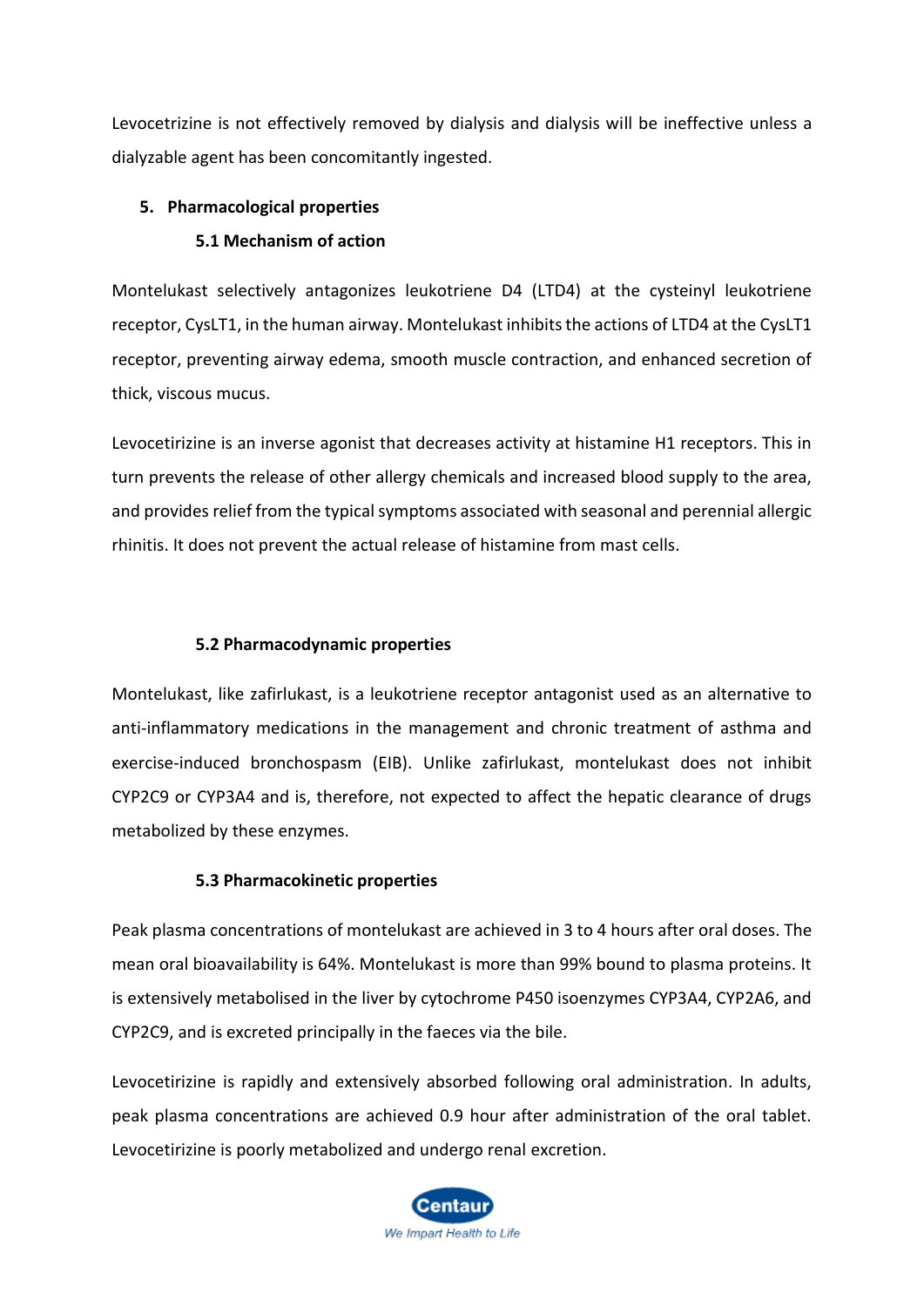Levocetrizine is not effectively removed by dialysis and dialysis will be ineffective unless a dialyzable agent has been concomitantly ingested.

## 5. Pharmacological properties

### 5.1 Mechanism of action

Montelukast selectively antagonizes leukotriene D4 (LTD4) at the cysteinyl leukotriene receptor, CysLT1, in the human airway. Montelukast inhibits the actions of LTD4 at the CysLT1 receptor, preventing airway edema, smooth muscle contraction, and enhanced secretion of thick, viscous mucus.

Levocetirizine is an inverse agonist that decreases activity at histamine H1 receptors. This in turn prevents the release of other allergy chemicals and increased blood supply to the area, and provides relief from the typical symptoms associated with seasonal and perennial allergic rhinitis. It does not prevent the actual release of histamine from mast cells.

### 5.2 Pharmacodynamic properties

Montelukast, like zafirlukast, is a leukotriene receptor antagonist used as an alternative to anti-inflammatory medications in the management and chronic treatment of asthma and exercise-induced bronchospasm (EIB). Unlike zafirlukast, montelukast does not inhibit CYP2C9 or CYP3A4 and is, therefore, not expected to affect the hepatic clearance of drugs metabolized by these enzymes.

### 5.3 Pharmacokinetic properties

Peak plasma concentrations of montelukast are achieved in 3 to 4 hours after oral doses. The mean oral bioavailability is 64%. Montelukast is more than 99% bound to plasma proteins. It is extensively metabolised in the liver by cytochrome P450 isoenzymes CYP3A4, CYP2A6, and CYP2C9, and is excreted principally in the faeces via the bile.

Levocetirizine is rapidly and extensively absorbed following oral administration. In adults, peak plasma concentrations are achieved 0.9 hour after administration of the oral tablet. Levocetirizine is poorly metabolized and undergo renal excretion.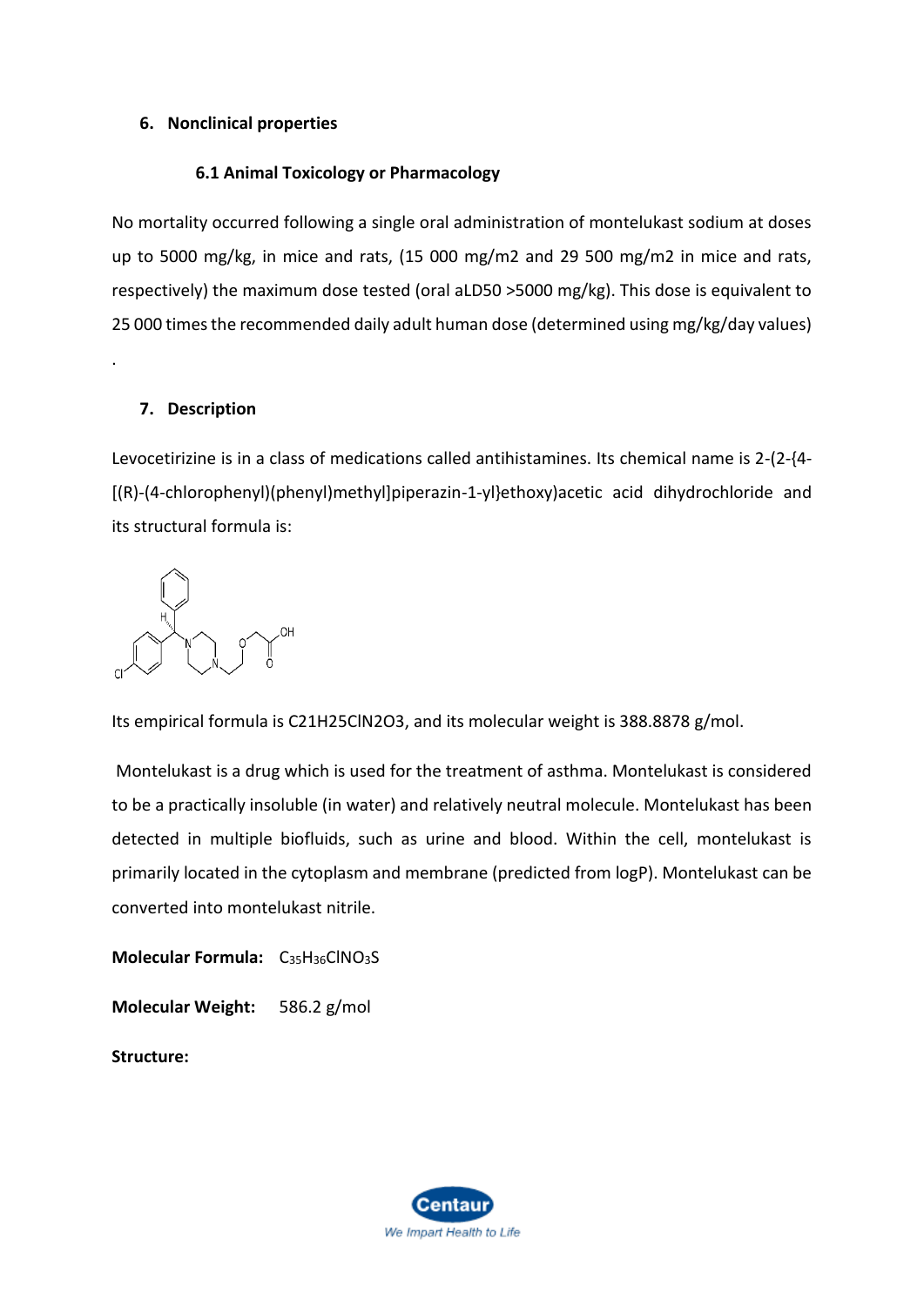## 6. Nonclinical properties

### 6.1 Animal Toxicology or Pharmacology

No mortality occurred following a single oral administration of montelukast sodium at doses up to 5000 mg/kg, in mice and rats, (15 000 mg/m2 and 29 500 mg/m2 in mice and rats, respectively) the maximum dose tested (oral aLD50 >5000 mg/kg). This dose is equivalent to 25 000 times the recommended daily adult human dose (determined using mg/kg/day values)

.

## 7. Description

Levocetirizine is in a class of medications called antihistamines. Its chemical name is 2-(2-{4-[(R)-(4-chlorophenyl)(phenyl)methyl]piperazin-1-yl}ethoxy)acetic acid dihydrochloride and its structural formula is:

Its empirical formula is $C_{21}H_{25}ClN_2O_3$, and its molecular weight is 388.8878 g/mol.

Montelukast is a drug which is used for the treatment of asthma. Montelukast is considered to be a practically insoluble (in water) and relatively neutral molecule. Montelukast has been detected in multiple biofluids, such as urine and blood. Within the cell, montelukast is primarily located in the cytoplasm and membrane (predicted from logP). Montelukast can be converted into montelukast nitrile.

**Molecular Formula:** $C_{35}H_{36}ClNO_3S$

**Molecular Weight:** 586.2 g/mol

**Structure:**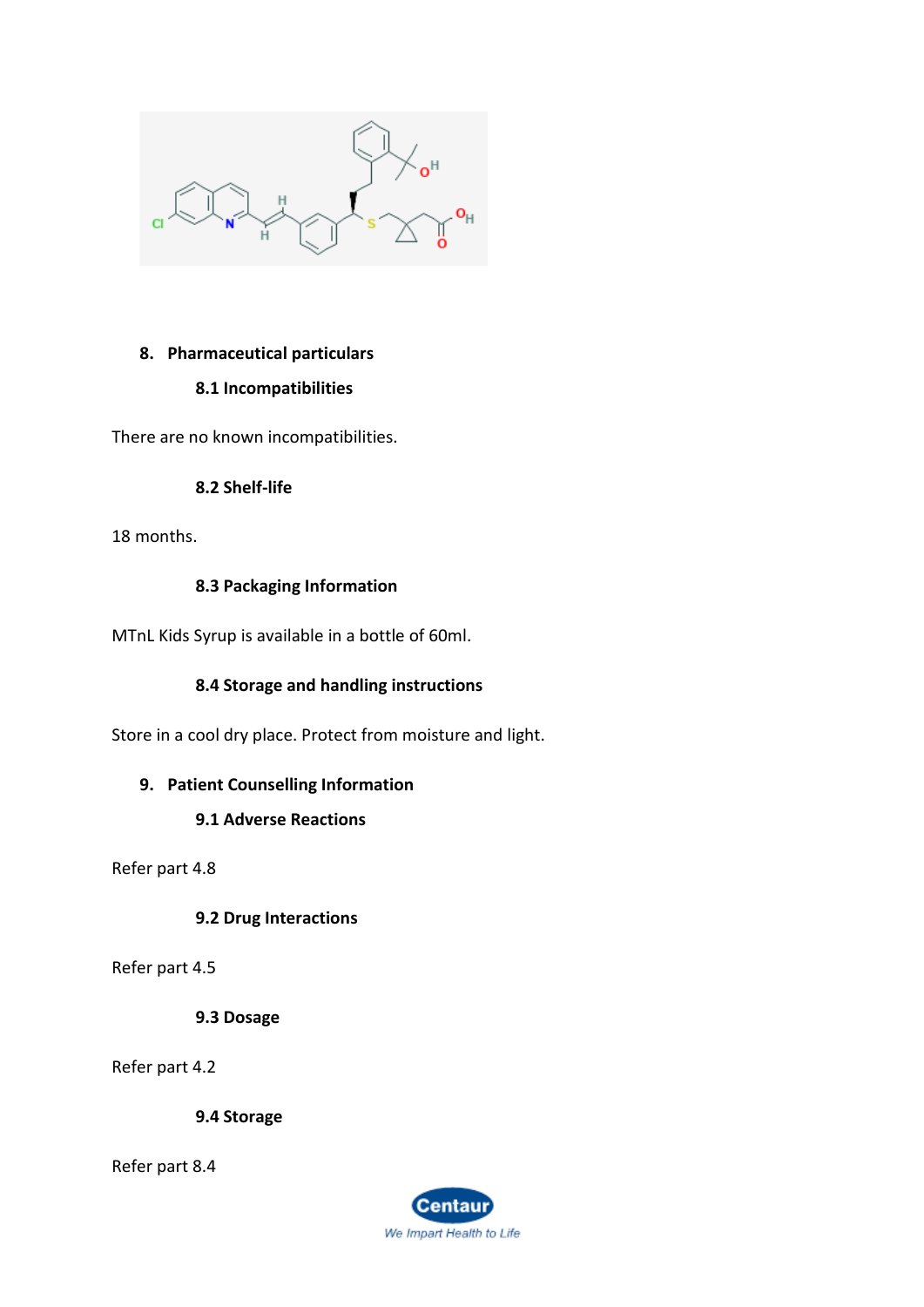## 8. Pharmaceutical particulars

### 8.1 Incompatibilities

There are no known incompatibilities.

### 8.2 Shelf-life

18 months.

### 8.3 Packaging Information

MTnL Kids Syrup is available in a bottle of 60ml.

### 8.4 Storage and handling instructions

Store in a cool dry place. Protect from moisture and light.

## 9. Patient Counselling Information

### 9.1 Adverse Reactions

Refer part 4.8

### 9.2 Drug Interactions

Refer part 4.5

### 9.3 Dosage

Refer part 4.2

### 9.4 Storage

Refer part 8.4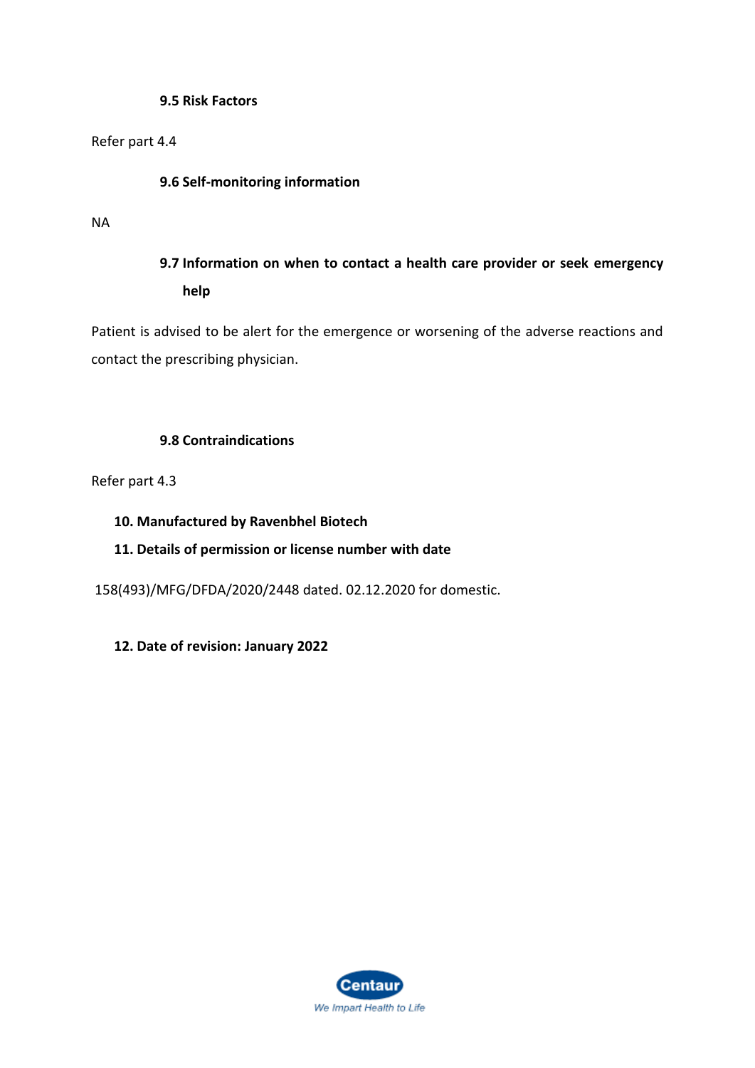### 9.5 Risk Factors

Refer part 4.4

### 9.6 Self-monitoring information

NA

### 9.7 Information on when to contact a health care provider or seek emergency help

Patient is advised to be alert for the emergence or worsening of the adverse reactions and contact the prescribing physician.

### 9.8 Contraindications

Refer part 4.3

## 10. Manufactured by Ravenbhel Biotech

## 11. Details of permission or license number with date

158(493)/MFG/DFDA/2020/2448 dated. 02.12.2020 for domestic.

## 12. Date of revision: January 2022